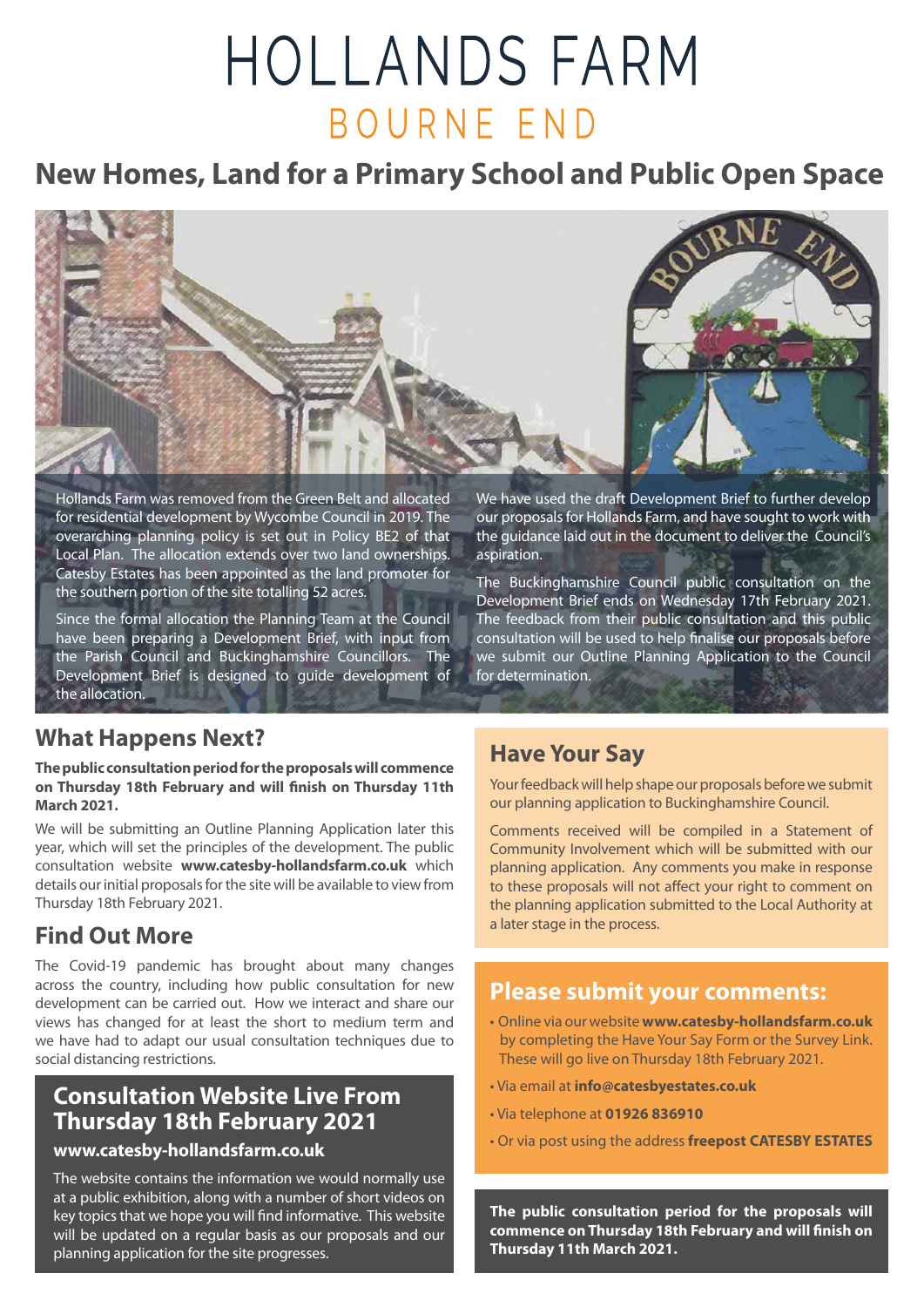# HOLLANDS FARM

## BOURNE END

## New Homes, Land for a Primary School and Public Open Space

Hollands Farm was removed from the Green Belt and allocated for residential development by Wycombe Council in 2019. The overarching planning policy is set out in Policy BE2 of that Local Plan. The allocation extends over two land ownerships. Catesby Estates has been appointed as the land promoter for the southern portion of the site totalling 52 acres.

Since the formal allocation the Planning Team at the Council have been preparing a Development Brief, with input from the Parish Council and Buckinghamshire Councillors. The Development Brief is designed to guide development of the allocation.

We have used the draft Development Brief to further develop our proposals for Hollands Farm, and have sought to work with the guidance laid out in the document to deliver the Council's aspiration.

The Buckinghamshire Council public consultation on the Development Brief ends on Wednesday 17th February 2021. The feedback from their public consultation and this public consultation will be used to help finalise our proposals before we submit our Outline Planning Application to the Council for determination.

## What Happens Next?

**The public consultation period for the proposals will commence on Thursday 18th February and will finish on Thursday 11th March 2021.**

We will be submitting an Outline Planning Application later this year, which will set the principles of the development. The public consultation website **www.catesby-hollandsfarm.co.uk** which details our initial proposals for the site will be available to view from Thursday 18th February 2021.

## Find Out More

The Covid-19 pandemic has brought about many changes across the country, including how public consultation for new development can be carried out. How we interact and share our views has changed for at least the short to medium term and we have had to adapt our usual consultation techniques due to social distancing restrictions.

## Consultation Website Live From Thursday 18th February 2021

### www.catesby-hollandsfarm.co.uk

The website contains the information we would normally use at a public exhibition, along with a number of short videos on key topics that we hope you will find informative. This website will be updated on a regular basis as our proposals and our planning application for the site progresses.

## Have Your Say

Your feedback will help shape our proposals before we submit our planning application to Buckinghamshire Council.

Comments received will be compiled in a Statement of Community Involvement which will be submitted with our planning application. Any comments you make in response to these proposals will not affect your right to comment on the planning application submitted to the Local Authority at a later stage in the process.

## Please submit your comments:

- Online via our website **www.catesby-hollandsfarm.co.uk** by completing the Have Your Say Form or the Survey Link. These will go live on Thursday 18th February 2021.
- Via email at **info@catesbyestates.co.uk**
- Via telephone at **01926 836910**
- Or via post using the address **freepost CATESBY ESTATES**

**The public consultation period for the proposals will commence on Thursday 18th February and will finish on Thursday 11th March 2021.**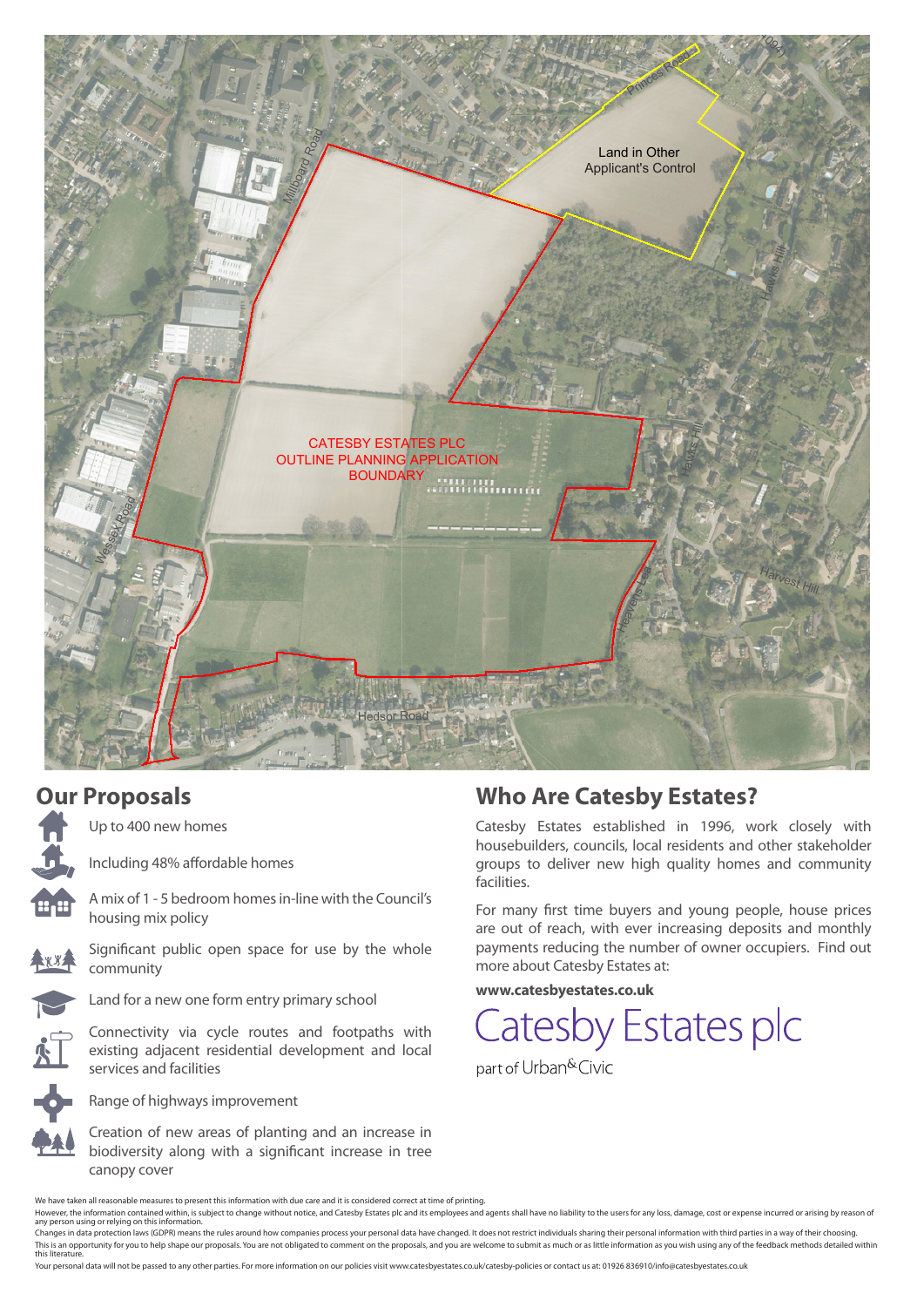## Our Proposals

- Up to 400 new homes
- Including 48% affordable homes
- A mix of 1 - 5 bedroom homes in-line with the Council's housing mix policy
- Significant public open space for use by the whole community
- Land for a new one form entry primary school
- Connectivity via cycle routes and footpaths with existing adjacent residential development and local services and facilities
- Range of highways improvement
- Creation of new areas of planting and an increase in biodiversity along with a significant increase in tree canopy cover

## Who Are Catesby Estates?

Catesby Estates established in 1996, work closely with housebuilders, councils, local residents and other stakeholder groups to deliver new high quality homes and community facilities.

For many first time buyers and young people, house prices are out of reach, with ever increasing deposits and monthly payments reducing the number of owner occupiers. Find out more about Catesby Estates at:

**www.catesbyestates.co.uk**

Catesby Estates plc

part of Urban&Civic

We have taken all reasonable measures to present this information with due care and it is considered correct at time of printing.

However, the information contained within, is subject to change without notice, and Catesby Estates plc and its employees and agents shall have no liability to the users for any loss, damage, cost or expense incurred or arising by reason of any person using or relying on this information.

Changes in data protection laws (GDPR) means the rules around how companies process your personal data have changed. It does not restrict individuals sharing their personal information with third parties in a way of their choosing.

This is an opportunity for you to help shape our proposals. You are not obligated to comment on the proposals, and you are welcome to submit as much or as little information as you wish using any of the feedback methods detailed within this literature.

Your personal data will not be passed to any other parties. For more information on our policies visit www.catesbyestates.co.uk/catesby-policies or contact us at: 01926 836910/info@catesbyestates.co.uk